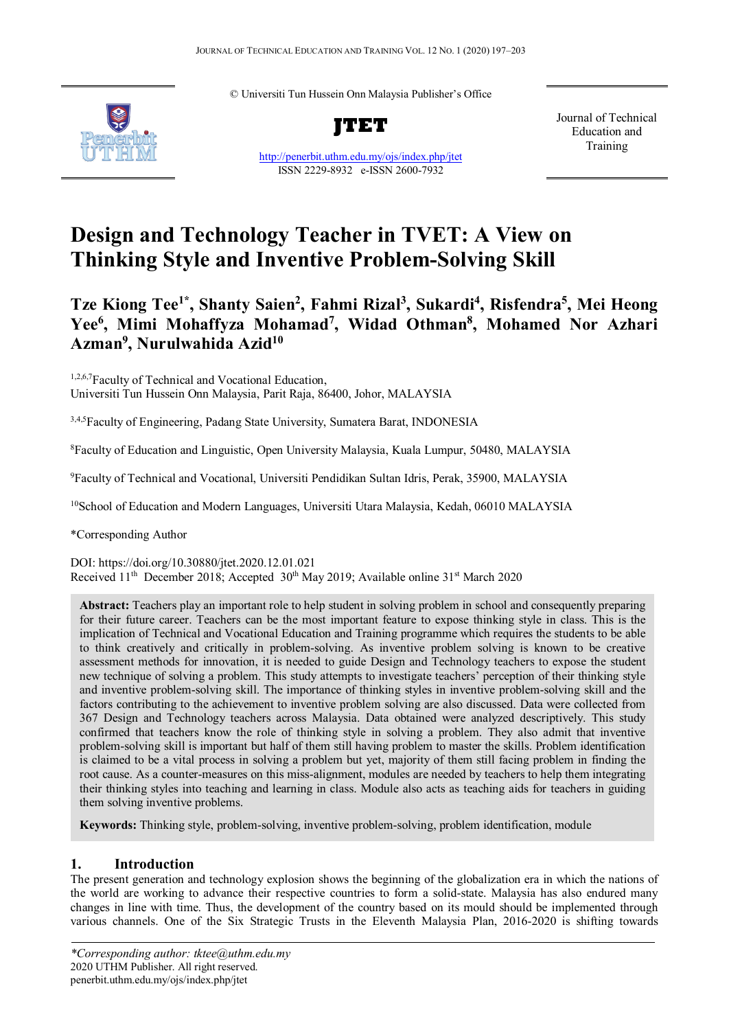© Universiti Tun Hussein Onn Malaysia Publisher's Office

**JTET**

http://penerbit.uthm.edu.my/ojs/index.php/jtet

ISSN 2229-8932 e-ISSN 2600-7932

Journal of Technical Education and Training

# Design and Technology Teacher in TVET: A View on Thinking Style and Inventive Problem-Solving Skill

**Tze Kiong Tee[1*], Shanty Saien[2], Fahmi Rizal[3], Sukardi[4], Risfendra[5], Mei Heong Yee[6], Mimi Mohaffyza Mohamad[7], Widad Othman[8], Mohamed Nor Azhari Azman[9], Nurulwahida Azid[10]**

[1,2,6,7]Faculty of Technical and Vocational Education, Universiti Tun Hussein Onn Malaysia, Parit Raja, 86400, Johor, MALAYSIA

[3,4,5]Faculty of Engineering, Padang State University, Sumatera Barat, INDONESIA

[8]Faculty of Education and Linguistic, Open University Malaysia, Kuala Lumpur, 50480, MALAYSIA

[9]Faculty of Technical and Vocational, Universiti Pendidikan Sultan Idris, Perak, 35900, MALAYSIA

[10]School of Education and Modern Languages, Universiti Utara Malaysia, Kedah, 06010 MALAYSIA

*Corresponding Author

DOI: https://doi.org/10.30880/jtet.2020.12.01.021

Received 11th December 2018; Accepted 30th May 2019; Available online 31st March 2020

**Abstract:** Teachers play an important role to help student in solving problem in school and consequently preparing for their future career. Teachers can be the most important feature to expose thinking style in class. This is the implication of Technical and Vocational Education and Training programme which requires the students to be able to think creatively and critically in problem-solving. As inventive problem solving is known to be creative assessment methods for innovation, it is needed to guide Design and Technology teachers to expose the student new technique of solving a problem. This study attempts to investigate teachers' perception of their thinking style and inventive problem-solving skill. The importance of thinking styles in inventive problem-solving skill and the factors contributing to the achievement to inventive problem solving are also discussed. Data were collected from 367 Design and Technology teachers across Malaysia. Data obtained were analyzed descriptively. This study confirmed that teachers know the role of thinking style in solving a problem. They also admit that inventive problem-solving skill is important but half of them still having problem to master the skills. Problem identification is claimed to be a vital process in solving a problem but yet, majority of them still facing problem in finding the root cause. As a counter-measures on this miss-alignment, modules are needed by teachers to help them integrating their thinking styles into teaching and learning in class. Module also acts as teaching aids for teachers in guiding them solving inventive problems.

**Keywords:** Thinking style, problem-solving, inventive problem-solving, problem identification, module

## 1. Introduction

The present generation and technology explosion shows the beginning of the globalization era in which the nations of the world are working to advance their respective countries to form a solid-state. Malaysia has also endured many changes in line with time. Thus, the development of the country based on its mould should be implemented through various channels. One of the Six Strategic Trusts in the Eleventh Malaysia Plan, 2016-2020 is shifting towards

*\*Corresponding author: tktee@uthm.edu.my*
2020 UTHM Publisher. All right reserved.
penerbit.uthm.edu.my/ojs/index.php/jtet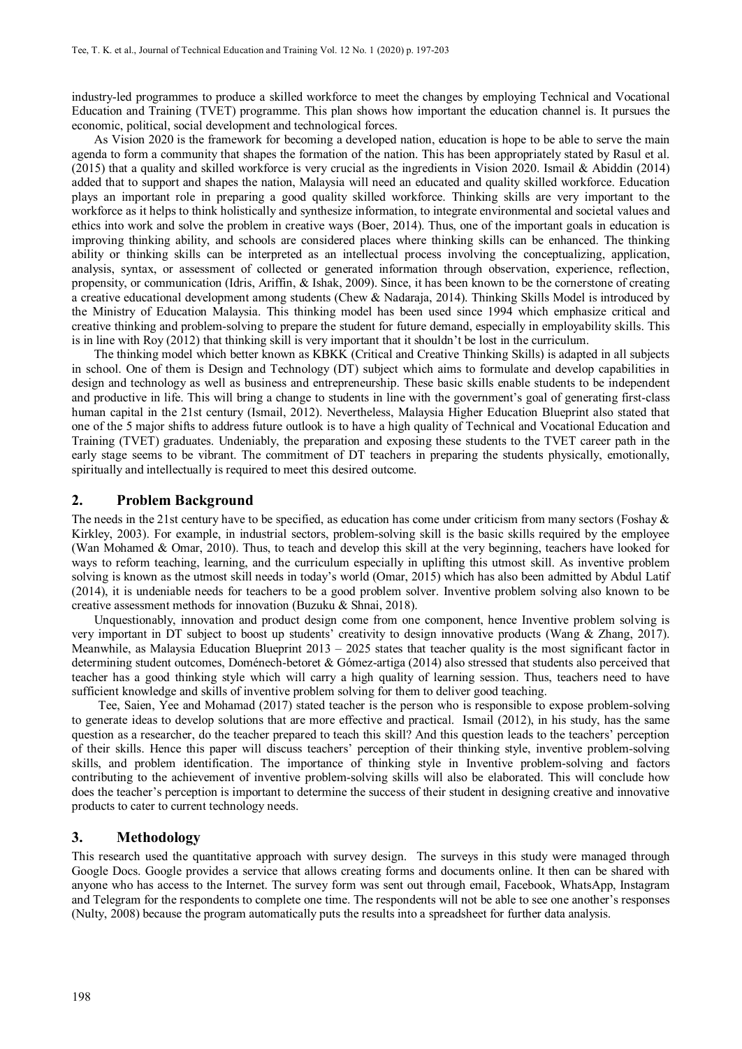industry-led programmes to produce a skilled workforce to meet the changes by employing Technical and Vocational Education and Training (TVET) programme. This plan shows how important the education channel is. It pursues the economic, political, social development and technological forces.

As Vision 2020 is the framework for becoming a developed nation, education is hope to be able to serve the main agenda to form a community that shapes the formation of the nation. This has been appropriately stated by Rasul et al. (2015) that a quality and skilled workforce is very crucial as the ingredients in Vision 2020. Ismail & Abiddin (2014) added that to support and shapes the nation, Malaysia will need an educated and quality skilled workforce. Education plays an important role in preparing a good quality skilled workforce. Thinking skills are very important to the workforce as it helps to think holistically and synthesize information, to integrate environmental and societal values and ethics into work and solve the problem in creative ways (Boer, 2014). Thus, one of the important goals in education is improving thinking ability, and schools are considered places where thinking skills can be enhanced. The thinking ability or thinking skills can be interpreted as an intellectual process involving the conceptualizing, application, analysis, syntax, or assessment of collected or generated information through observation, experience, reflection, propensity, or communication (Idris, Ariffin, & Ishak, 2009). Since, it has been known to be the cornerstone of creating a creative educational development among students (Chew & Nadaraja, 2014). Thinking Skills Model is introduced by the Ministry of Education Malaysia. This thinking model has been used since 1994 which emphasize critical and creative thinking and problem-solving to prepare the student for future demand, especially in employability skills. This is in line with Roy (2012) that thinking skill is very important that it shouldn't be lost in the curriculum.

The thinking model which better known as KBKK (Critical and Creative Thinking Skills) is adapted in all subjects in school. One of them is Design and Technology (DT) subject which aims to formulate and develop capabilities in design and technology as well as business and entrepreneurship. These basic skills enable students to be independent and productive in life. This will bring a change to students in line with the government's goal of generating first-class human capital in the 21st century (Ismail, 2012). Nevertheless, Malaysia Higher Education Blueprint also stated that one of the 5 major shifts to address future outlook is to have a high quality of Technical and Vocational Education and Training (TVET) graduates. Undeniably, the preparation and exposing these students to the TVET career path in the early stage seems to be vibrant. The commitment of DT teachers in preparing the students physically, emotionally, spiritually and intellectually is required to meet this desired outcome.

## 2. Problem Background

The needs in the 21st century have to be specified, as education has come under criticism from many sectors (Foshay & Kirkley, 2003). For example, in industrial sectors, problem-solving skill is the basic skills required by the employee (Wan Mohamed & Omar, 2010). Thus, to teach and develop this skill at the very beginning, teachers have looked for ways to reform teaching, learning, and the curriculum especially in uplifting this utmost skill. As inventive problem solving is known as the utmost skill needs in today's world (Omar, 2015) which has also been admitted by Abdul Latif (2014), it is undeniable needs for teachers to be a good problem solver. Inventive problem solving also known to be creative assessment methods for innovation (Buzuku & Shnai, 2018).

Unquestionably, innovation and product design come from one component, hence Inventive problem solving is very important in DT subject to boost up students' creativity to design innovative products (Wang & Zhang, 2017). Meanwhile, as Malaysia Education Blueprint 2013 – 2025 states that teacher quality is the most significant factor in determining student outcomes, Doménech-betoret & Gómez-artiga (2014) also stressed that students also perceived that teacher has a good thinking style which will carry a high quality of learning session. Thus, teachers need to have sufficient knowledge and skills of inventive problem solving for them to deliver good teaching.

Tee, Saien, Yee and Mohamad (2017) stated teacher is the person who is responsible to expose problem-solving to generate ideas to develop solutions that are more effective and practical. Ismail (2012), in his study, has the same question as a researcher, do the teacher prepared to teach this skill? And this question leads to the teachers' perception of their skills. Hence this paper will discuss teachers' perception of their thinking style, inventive problem-solving skills, and problem identification. The importance of thinking style in Inventive problem-solving and factors contributing to the achievement of inventive problem-solving skills will also be elaborated. This will conclude how does the teacher's perception is important to determine the success of their student in designing creative and innovative products to cater to current technology needs.

## 3. Methodology

This research used the quantitative approach with survey design. The surveys in this study were managed through Google Docs. Google provides a service that allows creating forms and documents online. It then can be shared with anyone who has access to the Internet. The survey form was sent out through email, Facebook, WhatsApp, Instagram and Telegram for the respondents to complete one time. The respondents will not be able to see one another's responses (Nulty, 2008) because the program automatically puts the results into a spreadsheet for further data analysis.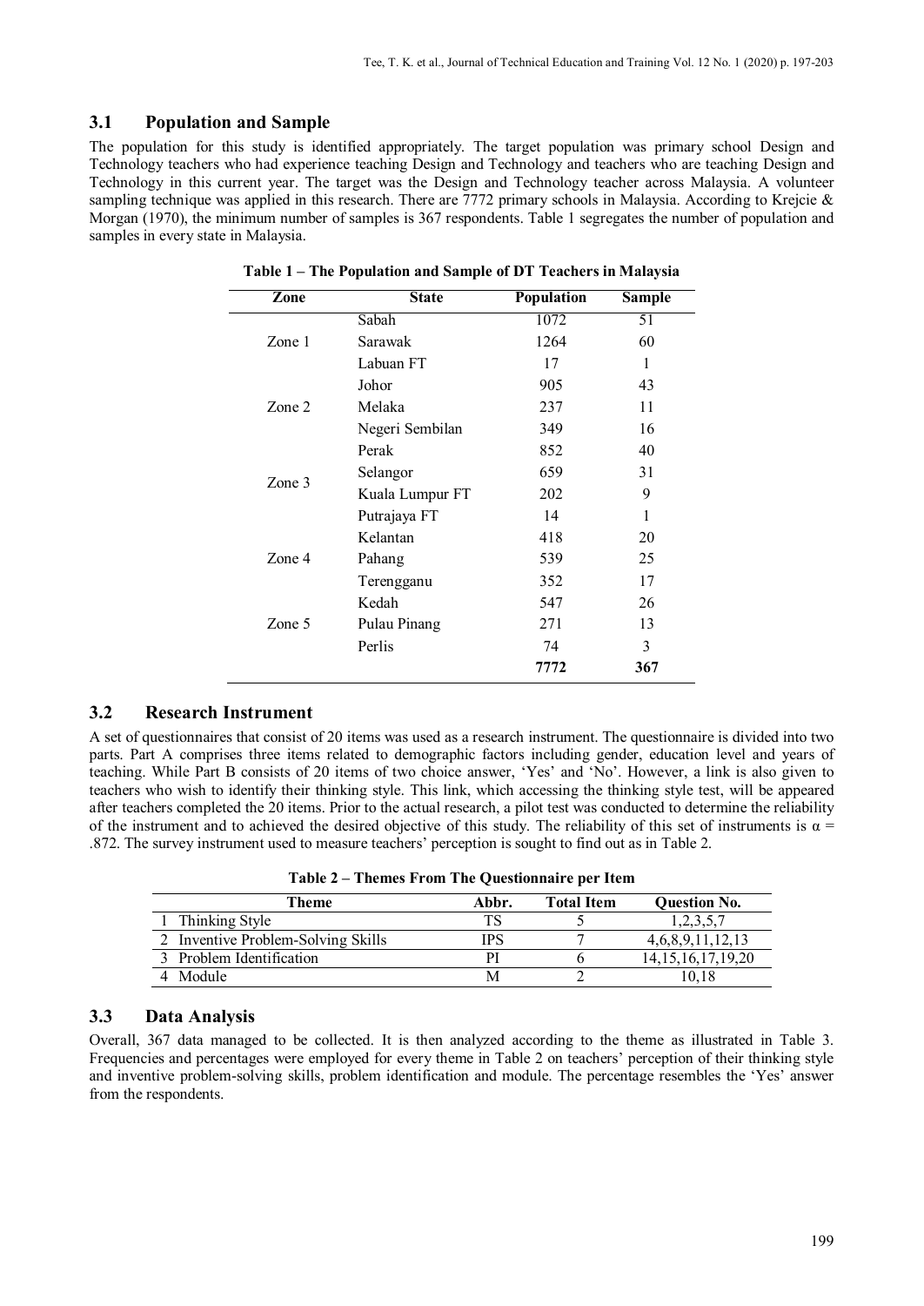### 3.1 Population and Sample

The population for this study is identified appropriately. The target population was primary school Design and Technology teachers who had experience teaching Design and Technology and teachers who are teaching Design and Technology in this current year. The target was the Design and Technology teacher across Malaysia. A volunteer sampling technique was applied in this research. There are 7772 primary schools in Malaysia. According to Krejcie & Morgan (1970), the minimum number of samples is 367 respondents. Table 1 segregates the number of population and samples in every state in Malaysia.

**Table 1 – The Population and Sample of DT Teachers in Malaysia**

| Zone | State | Population | Sample |
|---|---|---|---|
| Zone 1 | Sabah | 1072 | 51 |
| | Sarawak | 1264 | 60 |
| | Labuan FT | 17 | 1 |
| Zone 2 | Johor | 905 | 43 |
| | Melaka | 237 | 11 |
| | Negeri Sembilan | 349 | 16 |
| Zone 3 | Perak | 852 | 40 |
| | Selangor | 659 | 31 |
| | Kuala Lumpur FT | 202 | 9 |
| | Putrajaya FT | 14 | 1 |
| Zone 4 | Kelantan | 418 | 20 |
| | Pahang | 539 | 25 |
| | Terengganu | 352 | 17 |
| Zone 5 | Kedah | 547 | 26 |
| | Pulau Pinang | 271 | 13 |
| | Perlis | 74 | 3 |
| | | **7772** | **367** |

### 3.2 Research Instrument

A set of questionnaires that consist of 20 items was used as a research instrument. The questionnaire is divided into two parts. Part A comprises three items related to demographic factors including gender, education level and years of teaching. While Part B consists of 20 items of two choice answer, 'Yes' and 'No'. However, a link is also given to teachers who wish to identify their thinking style. This link, which accessing the thinking style test, will be appeared after teachers completed the 20 items. Prior to the actual research, a pilot test was conducted to determine the reliability of the instrument and to achieved the desired objective of this study. The reliability of this set of instruments is $\alpha$ = .872. The survey instrument used to measure teachers' perception is sought to find out as in Table 2.

**Table 2 – Themes From The Questionnaire per Item**

| | Theme | Abbr. | Total Item | Question No. |
|---|---|---|---|---|
| 1 | Thinking Style | TS | 5 | 1,2,3,5,7 |
| 2 | Inventive Problem-Solving Skills | IPS | 7 | 4,6,8,9,11,12,13 |
| 3 | Problem Identification | PI | 6 | 14,15,16,17,19,20 |
| 4 | Module | M | 2 | 10,18 |

### 3.3 Data Analysis

Overall, 367 data managed to be collected. It is then analyzed according to the theme as illustrated in Table 3. Frequencies and percentages were employed for every theme in Table 2 on teachers' perception of their thinking style and inventive problem-solving skills, problem identification and module. The percentage resembles the 'Yes' answer from the respondents.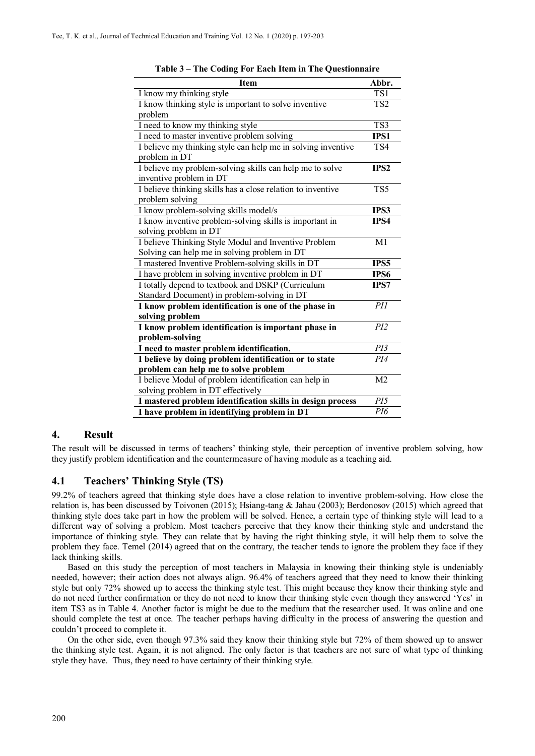**Table 3 – The Coding For Each Item in The Questionnaire**

| Item | Abbr. |
|---|---|
| I know my thinking style | TS1 |
| I know thinking style is important to solve inventive problem | TS2 |
| I need to know my thinking style | TS3 |
| I need to master inventive problem solving | **IPS1** |
| I believe my thinking style can help me in solving inventive problem in DT | TS4 |
| I believe my problem-solving skills can help me to solve inventive problem in DT | **IPS2** |
| I believe thinking skills has a close relation to inventive problem solving | TS5 |
| I know problem-solving skills model/s | **IPS3** |
| I know inventive problem-solving skills is important in solving problem in DT | **IPS4** |
| I believe Thinking Style Modul and Inventive Problem Solving can help me in solving problem in DT | M1 |
| I mastered Inventive Problem-solving skills in DT | **IPS5** |
| I have problem in solving inventive problem in DT | **IPS6** |
| I totally depend to textbook and DSKP (Curriculum Standard Document) in problem-solving in DT | **IPS7** |
| **I know problem identification is one of the phase in solving problem** | *PI1* |
| **I know problem identification is important phase in problem-solving** | *PI2* |
| **I need to master problem identification.** | *PI3* |
| **I believe by doing problem identification or to state problem can help me to solve problem** | *PI4* |
| I believe Modul of problem identification can help in solving problem in DT effectively | M2 |
| **I mastered problem identification skills in design process** | *PI5* |
| **I have problem in identifying problem in DT** | *PI6* |

## 4. Result

The result will be discussed in terms of teachers' thinking style, their perception of inventive problem solving, how they justify problem identification and the countermeasure of having module as a teaching aid.

### 4.1 Teachers' Thinking Style (TS)

99.2% of teachers agreed that thinking style does have a close relation to inventive problem-solving. How close the relation is, has been discussed by Toivonen (2015); Hsiang-tang & Jahau (2003); Berdonosov (2015) which agreed that thinking style does take part in how the problem will be solved. Hence, a certain type of thinking style will lead to a different way of solving a problem. Most teachers perceive that they know their thinking style and understand the importance of thinking style. They can relate that by having the right thinking style, it will help them to solve the problem they face. Temel (2014) agreed that on the contrary, the teacher tends to ignore the problem they face if they lack thinking skills.

Based on this study the perception of most teachers in Malaysia in knowing their thinking style is undeniably needed, however; their action does not always align. 96.4% of teachers agreed that they need to know their thinking style but only 72% showed up to access the thinking style test. This might because they know their thinking style and do not need further confirmation or they do not need to know their thinking style even though they answered 'Yes' in item TS3 as in Table 4. Another factor is might be due to the medium that the researcher used. It was online and one should complete the test at once. The teacher perhaps having difficulty in the process of answering the question and couldn't proceed to complete it.

On the other side, even though 97.3% said they know their thinking style but 72% of them showed up to answer the thinking style test. Again, it is not aligned. The only factor is that teachers are not sure of what type of thinking style they have. Thus, they need to have certainty of their thinking style.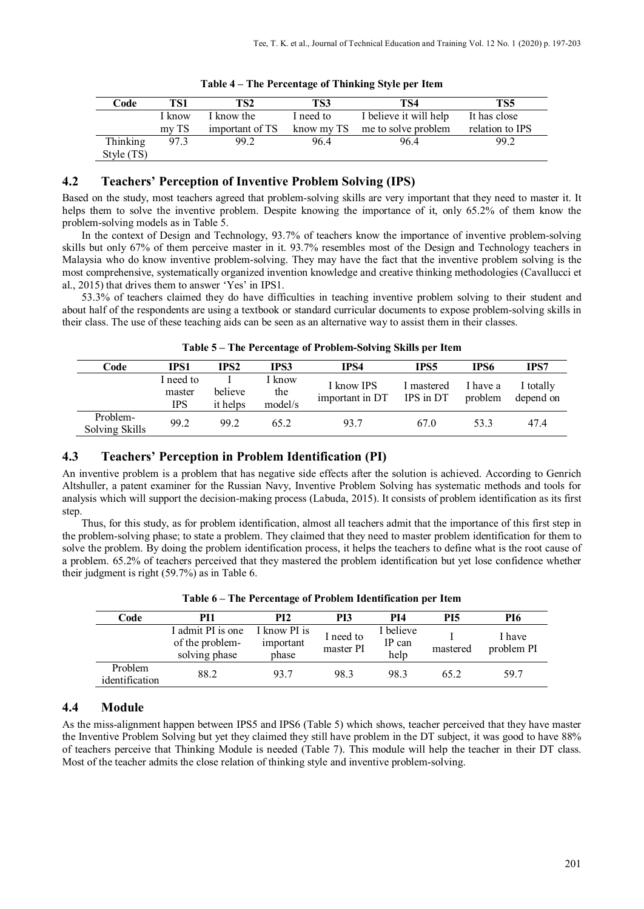**Table 4 – The Percentage of Thinking Style per Item**

| Code | TS1 | TS2 | TS3 | TS4 | TS5 |
|---|---|---|---|---|---|
| | I know my TS | I know the important of TS | I need to know my TS | I believe it will help me to solve problem | It has close relation to IPS |
| Thinking Style (TS) | 97.3 | 99.2 | 96.4 | 96.4 | 99.2 |

## 4.2 Teachers' Perception of Inventive Problem Solving (IPS)

Based on the study, most teachers agreed that problem-solving skills are very important that they need to master it. It helps them to solve the inventive problem. Despite knowing the importance of it, only 65.2% of them know the problem-solving models as in Table 5.

In the context of Design and Technology, 93.7% of teachers know the importance of inventive problem-solving skills but only 67% of them perceive master in it. 93.7% resembles most of the Design and Technology teachers in Malaysia who do know inventive problem-solving. They may have the fact that the inventive problem solving is the most comprehensive, systematically organized invention knowledge and creative thinking methodologies (Cavallucci et al., 2015) that drives them to answer 'Yes' in IPS1.

53.3% of teachers claimed they do have difficulties in teaching inventive problem solving to their student and about half of the respondents are using a textbook or standard curricular documents to expose problem-solving skills in their class. The use of these teaching aids can be seen as an alternative way to assist them in their classes.

**Table 5 – The Percentage of Problem-Solving Skills per Item**

| Code | IPS1 | IPS2 | IPS3 | IPS4 | IPS5 | IPS6 | IPS7 |
|---|---|---|---|---|---|---|---|
| | I need to master IPS | I believe it helps | I know the model/s | I know IPS important in DT | I mastered IPS in DT | I have a problem | I totally depend on |
| Problem-Solving Skills | 99.2 | 99.2 | 65.2 | 93.7 | 67.0 | 53.3 | 47.4 |

## 4.3 Teachers' Perception in Problem Identification (PI)

An inventive problem is a problem that has negative side effects after the solution is achieved. According to Genrich Altshuller, a patent examiner for the Russian Navy, Inventive Problem Solving has systematic methods and tools for analysis which will support the decision-making process (Labuda, 2015). It consists of problem identification as its first step.

Thus, for this study, as for problem identification, almost all teachers admit that the importance of this first step in the problem-solving phase; to state a problem. They claimed that they need to master problem identification for them to solve the problem. By doing the problem identification process, it helps the teachers to define what is the root cause of a problem. 65.2% of teachers perceived that they mastered the problem identification but yet lose confidence whether their judgment is right (59.7%) as in Table 6.

**Table 6 – The Percentage of Problem Identification per Item**

| Code | PI1 | PI2 | PI3 | PI4 | PI5 | PI6 |
|---|---|---|---|---|---|---|
| | I admit PI is one of the problem-solving phase | I know PI is important phase | I need to master PI | I believe IP can help | I mastered | I have problem PI |
| Problem identification | 88.2 | 93.7 | 98.3 | 98.3 | 65.2 | 59.7 |

## 4.4 Module

As the miss-alignment happen between IPS5 and IPS6 (Table 5) which shows, teacher perceived that they have master the Inventive Problem Solving but yet they claimed they still have problem in the DT subject, it was good to have 88% of teachers perceive that Thinking Module is needed (Table 7). This module will help the teacher in their DT class. Most of the teacher admits the close relation of thinking style and inventive problem-solving.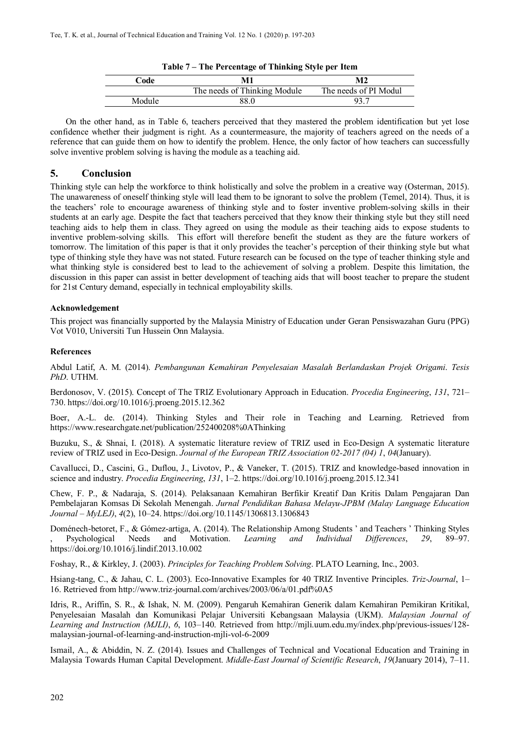**Table 7 – The Percentage of Thinking Style per Item**

| Code | M1 | M2 |
|---|---|---|
| | The needs of Thinking Module | The needs of PI Modul |
| Module | 88.0 | 93.7 |

On the other hand, as in Table 6, teachers perceived that they mastered the problem identification but yet lose confidence whether their judgment is right. As a countermeasure, the majority of teachers agreed on the needs of a reference that can guide them on how to identify the problem. Hence, the only factor of how teachers can successfully solve inventive problem solving is having the module as a teaching aid.

## 5. Conclusion

Thinking style can help the workforce to think holistically and solve the problem in a creative way (Osterman, 2015). The unawareness of oneself thinking style will lead them to be ignorant to solve the problem (Temel, 2014). Thus, it is the teachers' role to encourage awareness of thinking style and to foster inventive problem-solving skills in their students at an early age. Despite the fact that teachers perceived that they know their thinking style but they still need teaching aids to help them in class. They agreed on using the module as their teaching aids to expose students to inventive problem-solving skills. This effort will therefore benefit the student as they are the future workers of tomorrow. The limitation of this paper is that it only provides the teacher's perception of their thinking style but what type of thinking style they have was not stated. Future research can be focused on the type of teacher thinking style and what thinking style is considered best to lead to the achievement of solving a problem. Despite this limitation, the discussion in this paper can assist in better development of teaching aids that will boost teacher to prepare the student for 21st Century demand, especially in technical employability skills.

### Acknowledgement

This project was financially supported by the Malaysia Ministry of Education under Geran Pensiswazahan Guru (PPG) Vot V010, Universiti Tun Hussein Onn Malaysia.

### References

Abdul Latif, A. M. (2014). *Pembangunan Kemahiran Penyelesaian Masalah Berlandaskan Projek Origami*. *Tesis PhD*. UTHM.

Berdonosov, V. (2015). Concept of The TRIZ Evolutionary Approach in Education. *Procedia Engineering*, *131*, 721–730. https://doi.org/10.1016/j.proeng.2015.12.362

Boer, A.-L. de. (2014). Thinking Styles and Their role in Teaching and Learning. Retrieved from https://www.researchgate.net/publication/252400208%0AThinking

Buzuku, S., & Shnai, I. (2018). A systematic literature review of TRIZ used in Eco-Design A systematic literature review of TRIZ used in Eco-Design. *Journal of the European TRIZ Association 02-2017 (04) 1*, *04*(January).

Cavallucci, D., Cascini, G., Duflou, J., Livotov, P., & Vaneker, T. (2015). TRIZ and knowledge-based innovation in science and industry. *Procedia Engineering*, *131*, 1–2. https://doi.org/10.1016/j.proeng.2015.12.341

Chew, F. P., & Nadaraja, S. (2014). Pelaksanaan Kemahiran Berfikir Kreatif Dan Kritis Dalam Pengajaran Dan Pembelajaran Komsas Di Sekolah Menengah. *Jurnal Pendidikan Bahasa Melayu-JPBM (Malay Language Education Journal – MyLEJ)*, *4*(2), 10–24. https://doi.org/10.1145/1306813.1306843

Doménech-betoret, F., & Gómez-artiga, A. (2014). The Relationship Among Students ' and Teachers ' Thinking Styles , Psychological Needs and Motivation. *Learning and Individual Differences*, *29*, 89–97. https://doi.org/10.1016/j.lindif.2013.10.002

Foshay, R., & Kirkley, J. (2003). *Principles for Teaching Problem Solving*. PLATO Learning, Inc., 2003.

Hsiang-tang, C., & Jahau, C. L. (2003). Eco-Innovative Examples for 40 TRIZ Inventive Principles. *Triz-Journal*, 1–16. Retrieved from http://www.triz-journal.com/archives/2003/06/a/01.pdf%0A5

Idris, R., Ariffin, S. R., & Ishak, N. M. (2009). Pengaruh Kemahiran Generik dalam Kemahiran Pemikiran Kritikal, Penyelesaian Masalah dan Komunikasi Pelajar Universiti Kebangsaan Malaysia (UKM). *Malaysian Journal of Learning and Instruction (MJLI)*, *6*, 103–140. Retrieved from http://mjli.uum.edu.my/index.php/previous-issues/128-malaysian-journal-of-learning-and-instruction-mjli-vol-6-2009

Ismail, A., & Abiddin, N. Z. (2014). Issues and Challenges of Technical and Vocational Education and Training in Malaysia Towards Human Capital Development. *Middle-East Journal of Scientific Research*, *19*(January 2014), 7–11.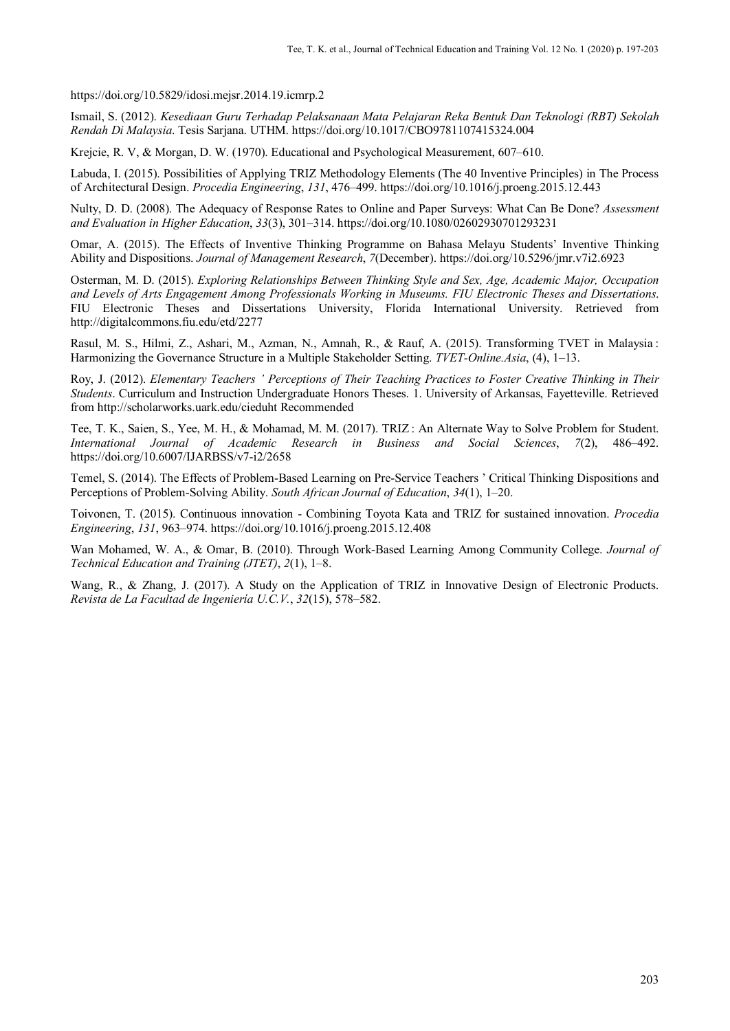https://doi.org/10.5829/idosi.mejsr.2014.19.icmrp.2

Ismail, S. (2012). *Kesediaan Guru Terhadap Pelaksanaan Mata Pelajaran Reka Bentuk Dan Teknologi (RBT) Sekolah Rendah Di Malaysia*. Tesis Sarjana. UTHM. https://doi.org/10.1017/CBO9781107415324.004

Krejcie, R. V, & Morgan, D. W. (1970). Educational and Psychological Measurement, 607–610.

Labuda, I. (2015). Possibilities of Applying TRIZ Methodology Elements (The 40 Inventive Principles) in The Process of Architectural Design. *Procedia Engineering*, *131*, 476–499. https://doi.org/10.1016/j.proeng.2015.12.443

Nulty, D. D. (2008). The Adequacy of Response Rates to Online and Paper Surveys: What Can Be Done? *Assessment and Evaluation in Higher Education*, *33*(3), 301–314. https://doi.org/10.1080/02602930701293231

Omar, A. (2015). The Effects of Inventive Thinking Programme on Bahasa Melayu Students' Inventive Thinking Ability and Dispositions. *Journal of Management Research*, *7*(December). https://doi.org/10.5296/jmr.v7i2.6923

Osterman, M. D. (2015). *Exploring Relationships Between Thinking Style and Sex, Age, Academic Major, Occupation and Levels of Arts Engagement Among Professionals Working in Museums. FIU Electronic Theses and Dissertations*. FIU Electronic Theses and Dissertations University, Florida International University. Retrieved from http://digitalcommons.fiu.edu/etd/2277

Rasul, M. S., Hilmi, Z., Ashari, M., Azman, N., Amnah, R., & Rauf, A. (2015). Transforming TVET in Malaysia : Harmonizing the Governance Structure in a Multiple Stakeholder Setting. *TVET-Online.Asia*, (4), 1–13.

Roy, J. (2012). *Elementary Teachers ' Perceptions of Their Teaching Practices to Foster Creative Thinking in Their Students*. Curriculum and Instruction Undergraduate Honors Theses. 1. University of Arkansas, Fayetteville. Retrieved from http://scholarworks.uark.edu/cieduht Recommended

Tee, T. K., Saien, S., Yee, M. H., & Mohamad, M. M. (2017). TRIZ : An Alternate Way to Solve Problem for Student. *International Journal of Academic Research in Business and Social Sciences*, *7*(2), 486–492. https://doi.org/10.6007/IJARBSS/v7-i2/2658

Temel, S. (2014). The Effects of Problem-Based Learning on Pre-Service Teachers ' Critical Thinking Dispositions and Perceptions of Problem-Solving Ability. *South African Journal of Education*, *34*(1), 1–20.

Toivonen, T. (2015). Continuous innovation - Combining Toyota Kata and TRIZ for sustained innovation. *Procedia Engineering*, *131*, 963–974. https://doi.org/10.1016/j.proeng.2015.12.408

Wan Mohamed, W. A., & Omar, B. (2010). Through Work-Based Learning Among Community College. *Journal of Technical Education and Training (JTET)*, *2*(1), 1–8.

Wang, R., & Zhang, J. (2017). A Study on the Application of TRIZ in Innovative Design of Electronic Products. *Revista de La Facultad de Ingeniería U.C.V.*, *32*(15), 578–582.